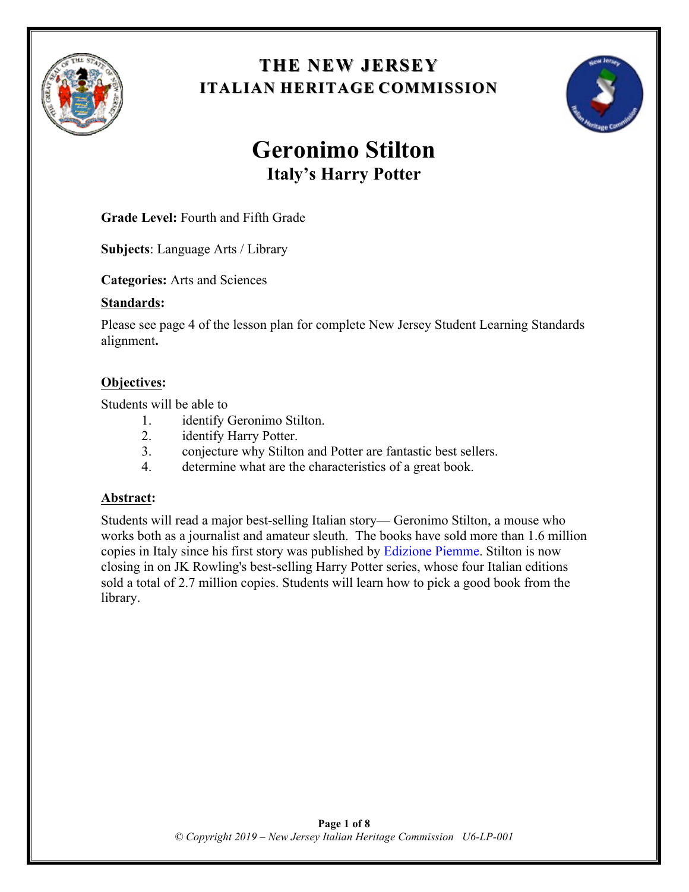# THE NEW JERSEY
## ITALIAN HERITAGE COMMISSION

# Geronimo Stilton
## Italy's Harry Potter

**Grade Level:** Fourth and Fifth Grade

**Subjects**: Language Arts / Library

**Categories:** Arts and Sciences

**Standards:**

Please see page 4 of the lesson plan for complete New Jersey Student Learning Standards alignment**.**

**Objectives:**

Students will be able to

1. identify Geronimo Stilton.
2. identify Harry Potter.
3. conjecture why Stilton and Potter are fantastic best sellers.
4. determine what are the characteristics of a great book.

**Abstract:**

Students will read a major best-selling Italian story— Geronimo Stilton, a mouse who works both as a journalist and amateur sleuth. The books have sold more than 1.6 million copies in Italy since his first story was published by Edizione Piemme. Stilton is now closing in on JK Rowling's best-selling Harry Potter series, whose four Italian editions sold a total of 2.7 million copies. Students will learn how to pick a good book from the library.

*© Copyright 2019 – New Jersey Italian Heritage Commission U6-LP-001*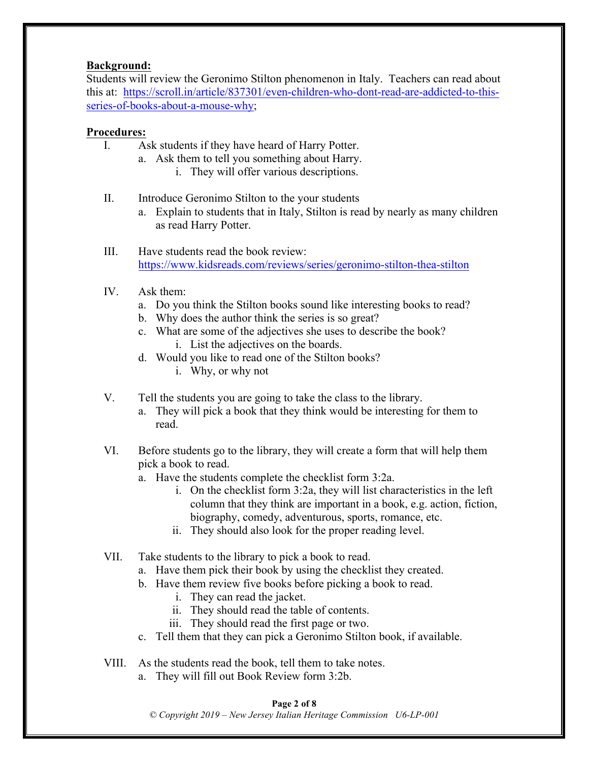**Background:**

Students will review the Geronimo Stilton phenomenon in Italy. Teachers can read about this at: [https://scroll.in/article/837301/even-children-who-dont-read-are-addicted-to-this-series-of-books-about-a-mouse-why](https://scroll.in/article/837301/even-children-who-dont-read-are-addicted-to-this-series-of-books-about-a-mouse-why);

**Procedures:**

I. Ask students if they have heard of Harry Potter.
   a. Ask them to tell you something about Harry.
      i. They will offer various descriptions.

II. Introduce Geronimo Stilton to the your students
   a. Explain to students that in Italy, Stilton is read by nearly as many children as read Harry Potter.

III. Have students read the book review: [https://www.kidsreads.com/reviews/series/geronimo-stilton-thea-stilton](https://www.kidsreads.com/reviews/series/geronimo-stilton-thea-stilton)

IV. Ask them:
   a. Do you think the Stilton books sound like interesting books to read?
   b. Why does the author think the series is so great?
   c. What are some of the adjectives she uses to describe the book?
      i. List the adjectives on the boards.
   d. Would you like to read one of the Stilton books?
      i. Why, or why not

V. Tell the students you are going to take the class to the library.
   a. They will pick a book that they think would be interesting for them to read.

VI. Before students go to the library, they will create a form that will help them pick a book to read.
   a. Have the students complete the checklist form 3:2a.
      i. On the checklist form 3:2a, they will list characteristics in the left column that they think are important in a book, e.g. action, fiction, biography, comedy, adventurous, sports, romance, etc.
      ii. They should also look for the proper reading level.

VII. Take students to the library to pick a book to read.
   a. Have them pick their book by using the checklist they created.
   b. Have them review five books before picking a book to read.
      i. They can read the jacket.
      ii. They should read the table of contents.
      iii. They should read the first page or two.
   c. Tell them that they can pick a Geronimo Stilton book, if available.

VIII. As the students read the book, tell them to take notes.
   a. They will fill out Book Review form 3:2b.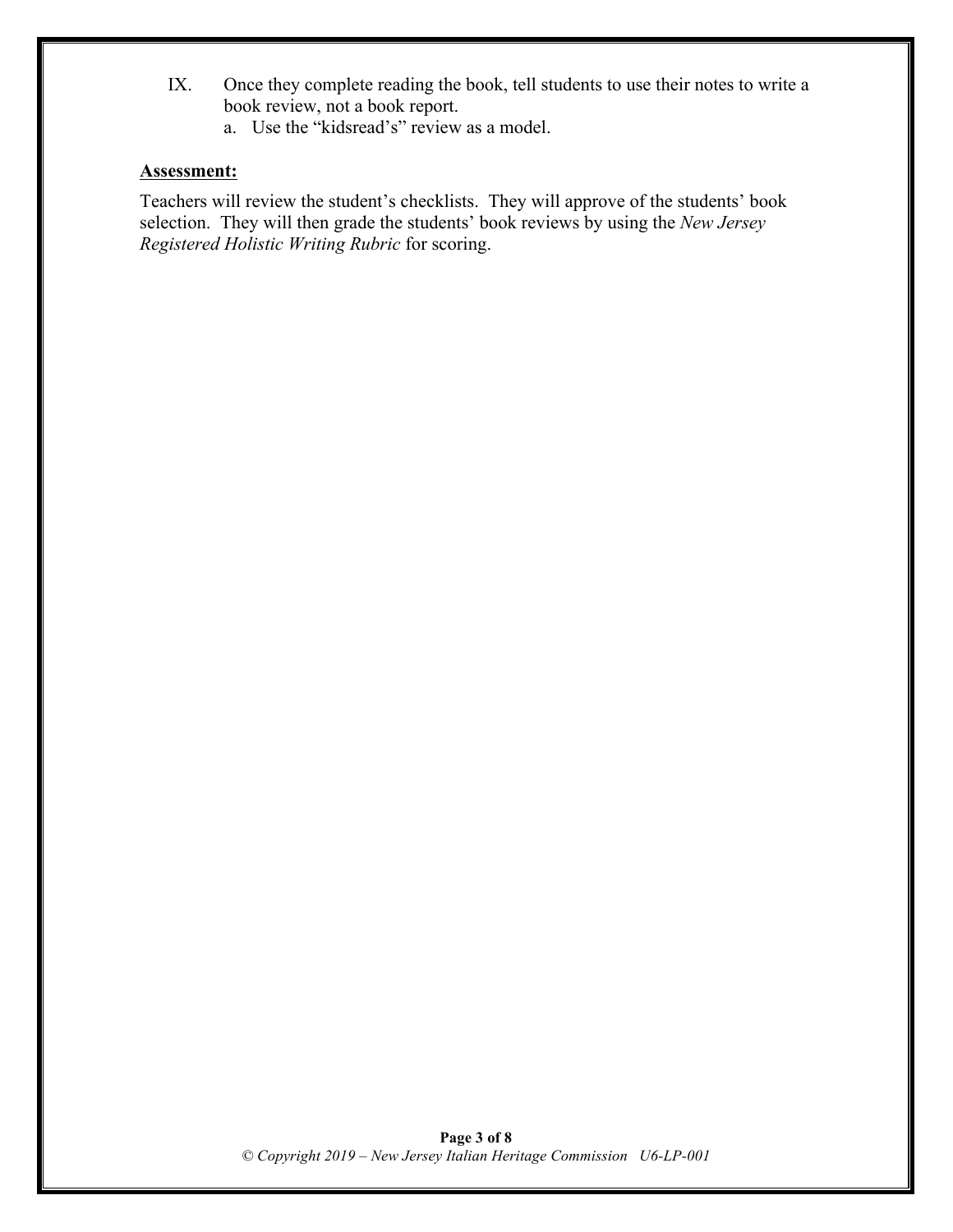IX. Once they complete reading the book, tell students to use their notes to write a book review, not a book report.
    a. Use the "kidsread's" review as a model.

**Assessment:**

Teachers will review the student's checklists. They will approve of the students' book selection. They will then grade the students' book reviews by using the *New Jersey Registered Holistic Writing Rubric* for scoring.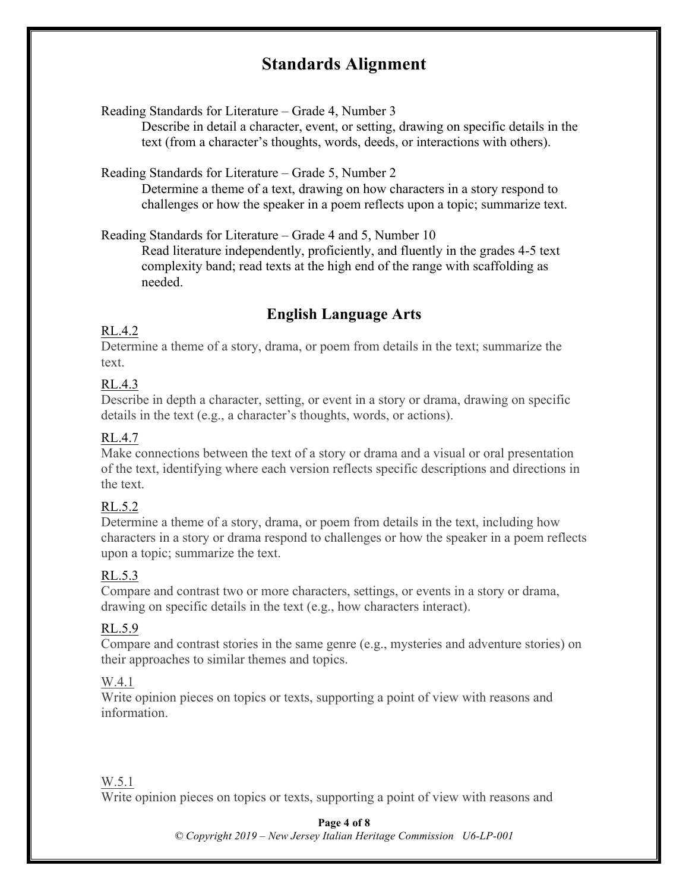# Standards Alignment

Reading Standards for Literature – Grade 4, Number 3

> Describe in detail a character, event, or setting, drawing on specific details in the text (from a character's thoughts, words, deeds, or interactions with others).

Reading Standards for Literature – Grade 5, Number 2

> Determine a theme of a text, drawing on how characters in a story respond to challenges or how the speaker in a poem reflects upon a topic; summarize text.

Reading Standards for Literature – Grade 4 and 5, Number 10

> Read literature independently, proficiently, and fluently in the grades 4-5 text complexity band; read texts at the high end of the range with scaffolding as needed.

## English Language Arts

RL.4.2

Determine a theme of a story, drama, or poem from details in the text; summarize the text.

RL.4.3

Describe in depth a character, setting, or event in a story or drama, drawing on specific details in the text (e.g., a character's thoughts, words, or actions).

RL.4.7

Make connections between the text of a story or drama and a visual or oral presentation of the text, identifying where each version reflects specific descriptions and directions in the text.

RL.5.2

Determine a theme of a story, drama, or poem from details in the text, including how characters in a story or drama respond to challenges or how the speaker in a poem reflects upon a topic; summarize the text.

RL.5.3

Compare and contrast two or more characters, settings, or events in a story or drama, drawing on specific details in the text (e.g., how characters interact).

RL.5.9

Compare and contrast stories in the same genre (e.g., mysteries and adventure stories) on their approaches to similar themes and topics.

W.4.1

Write opinion pieces on topics or texts, supporting a point of view with reasons and information.

W.5.1

Write opinion pieces on topics or texts, supporting a point of view with reasons and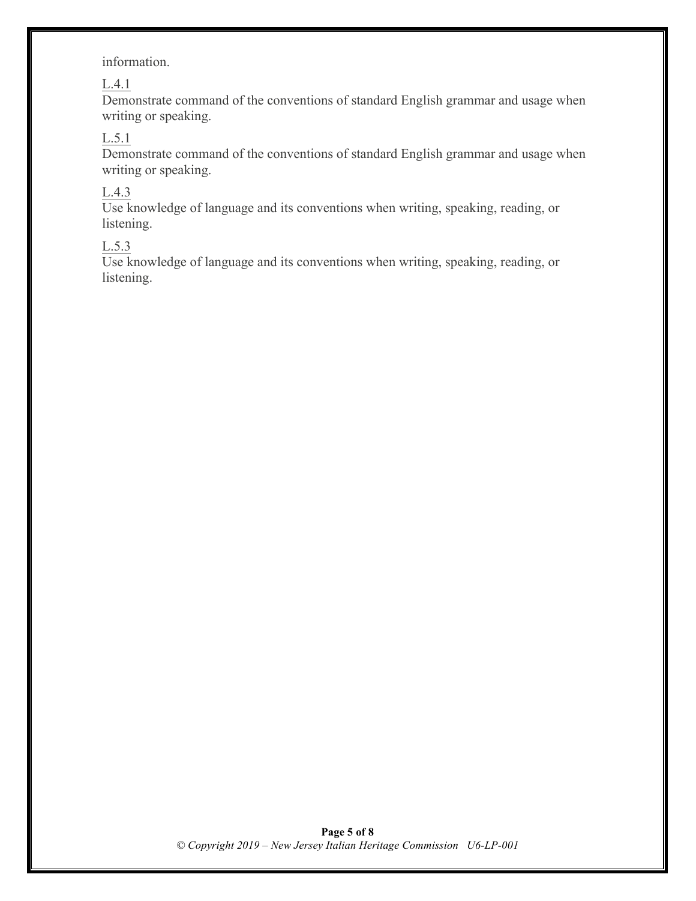information.

L.4.1
Demonstrate command of the conventions of standard English grammar and usage when writing or speaking.

L.5.1
Demonstrate command of the conventions of standard English grammar and usage when writing or speaking.

L.4.3
Use knowledge of language and its conventions when writing, speaking, reading, or listening.

L.5.3
Use knowledge of language and its conventions when writing, speaking, reading, or listening.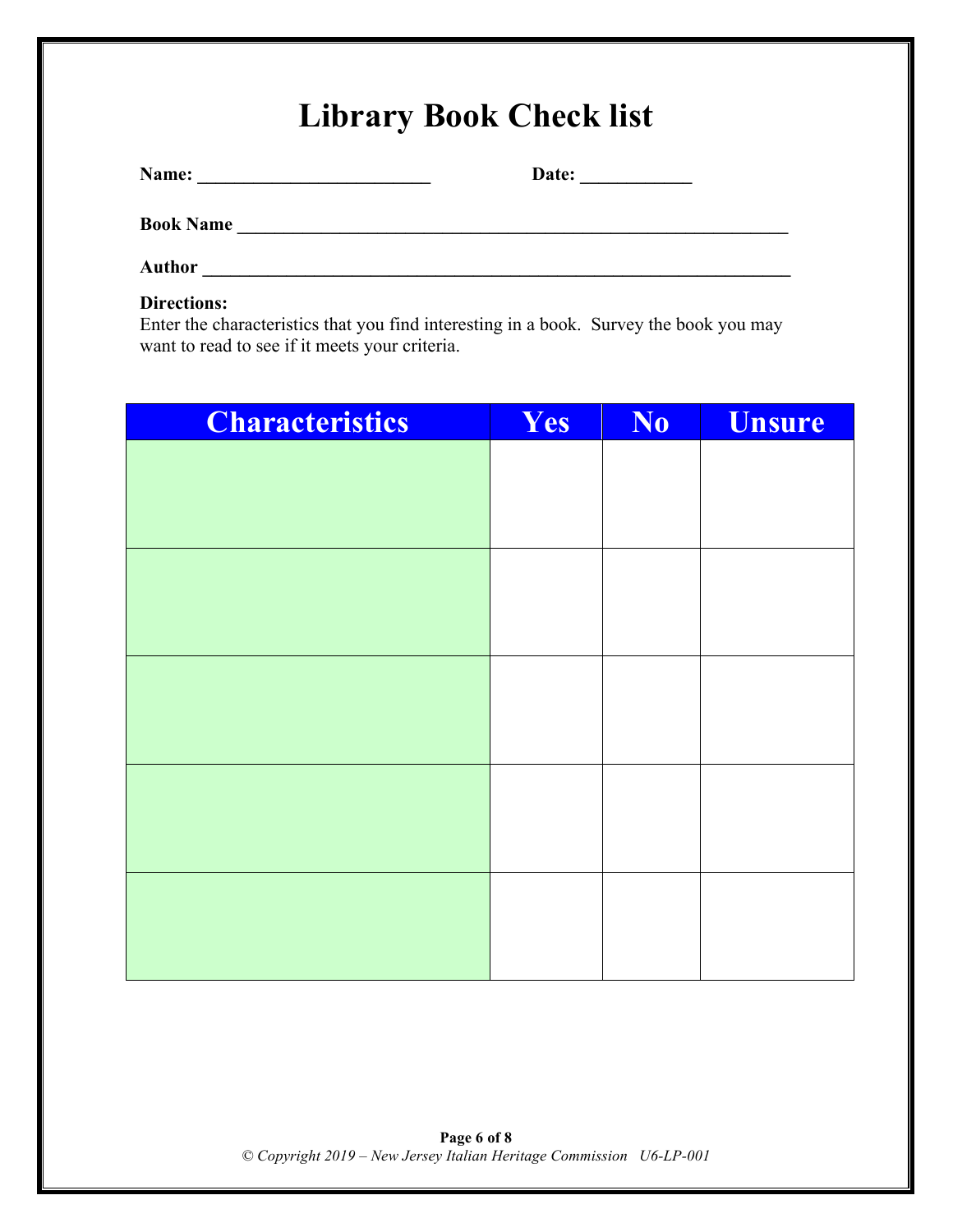# Library Book Check list

**Name:** ________________________ **Date:** ___________

**Book Name** ____________________________________________________________

**Author** ______________________________________________________________

**Directions:**
Enter the characteristics that you find interesting in a book. Survey the book you may want to read to see if it meets your criteria.

| Characteristics | Yes | No | Unsure |
|---|---|---|---|
| | | | |
| | | | |
| | | | |
| | | | |
| | | | |

*© Copyright 2019 – New Jersey Italian Heritage Commission U6-LP-001*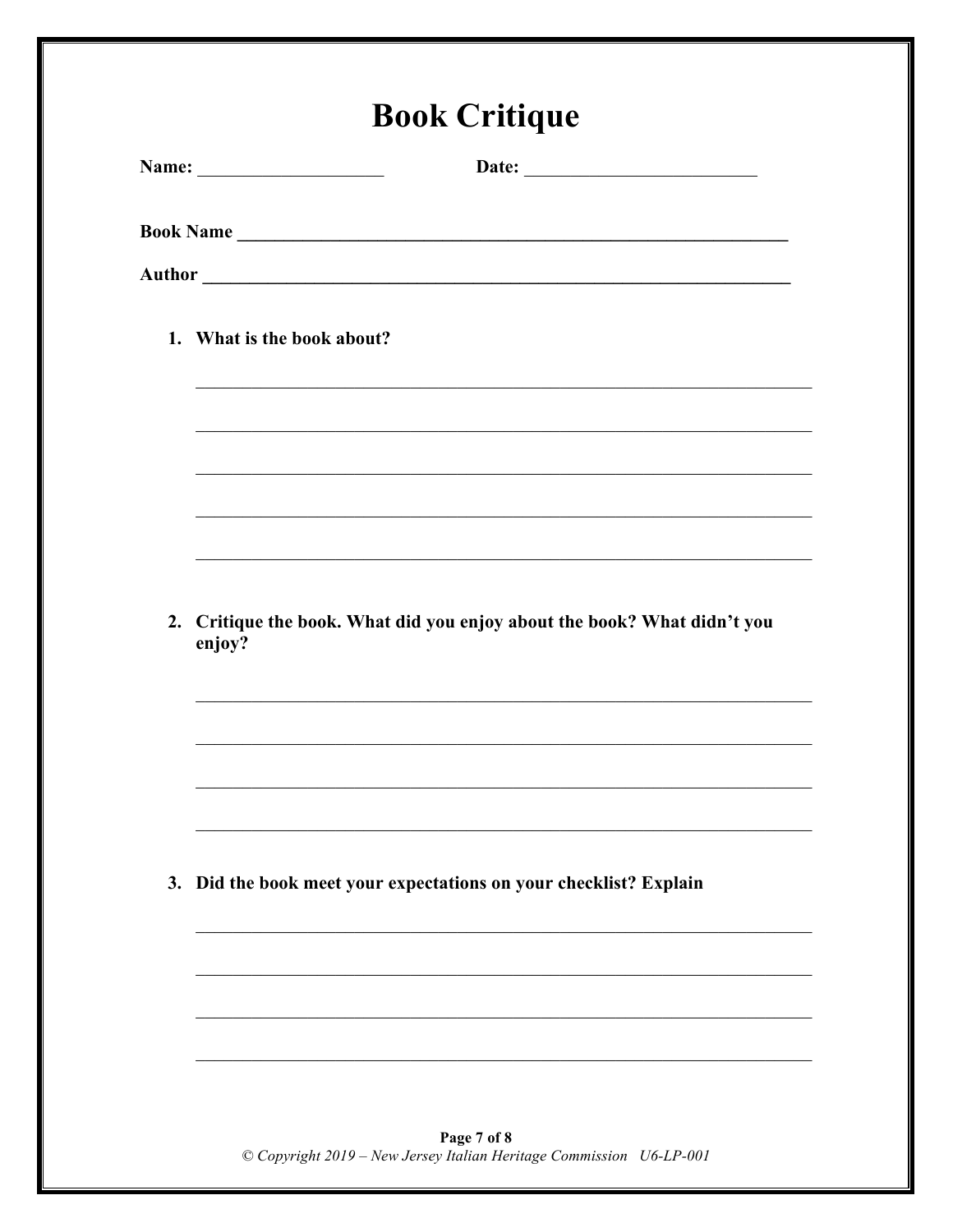# Book Critique

**Name:** ____________________ **Date:** _________________________

**Book Name** ______________________________________________________________

**Author** _________________________________________________________________

1. **What is the book about?**

   ____________________________________________________________________

   ____________________________________________________________________

   ____________________________________________________________________

   ____________________________________________________________________

   ____________________________________________________________________

2. **Critique the book. What did you enjoy about the book? What didn't you enjoy?**

   ____________________________________________________________________

   ____________________________________________________________________

   ____________________________________________________________________

   ____________________________________________________________________

3. **Did the book meet your expectations on your checklist? Explain**

   ____________________________________________________________________

   ____________________________________________________________________

   ____________________________________________________________________

   ____________________________________________________________________

*© Copyright 2019 – New Jersey Italian Heritage Commission U6-LP-001*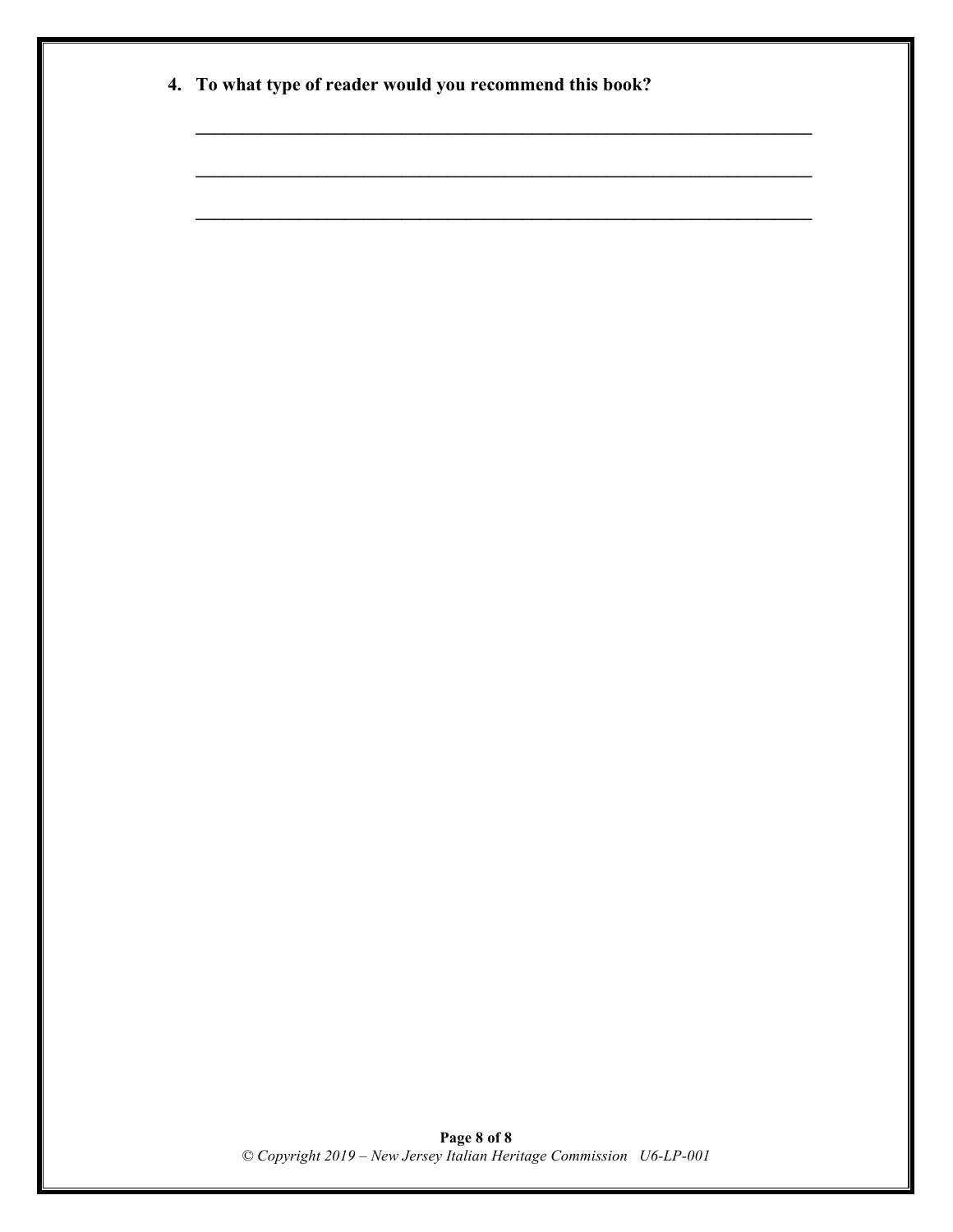**4. To what type of reader would you recommend this book?**

______________________________________________________________________

______________________________________________________________________

______________________________________________________________________